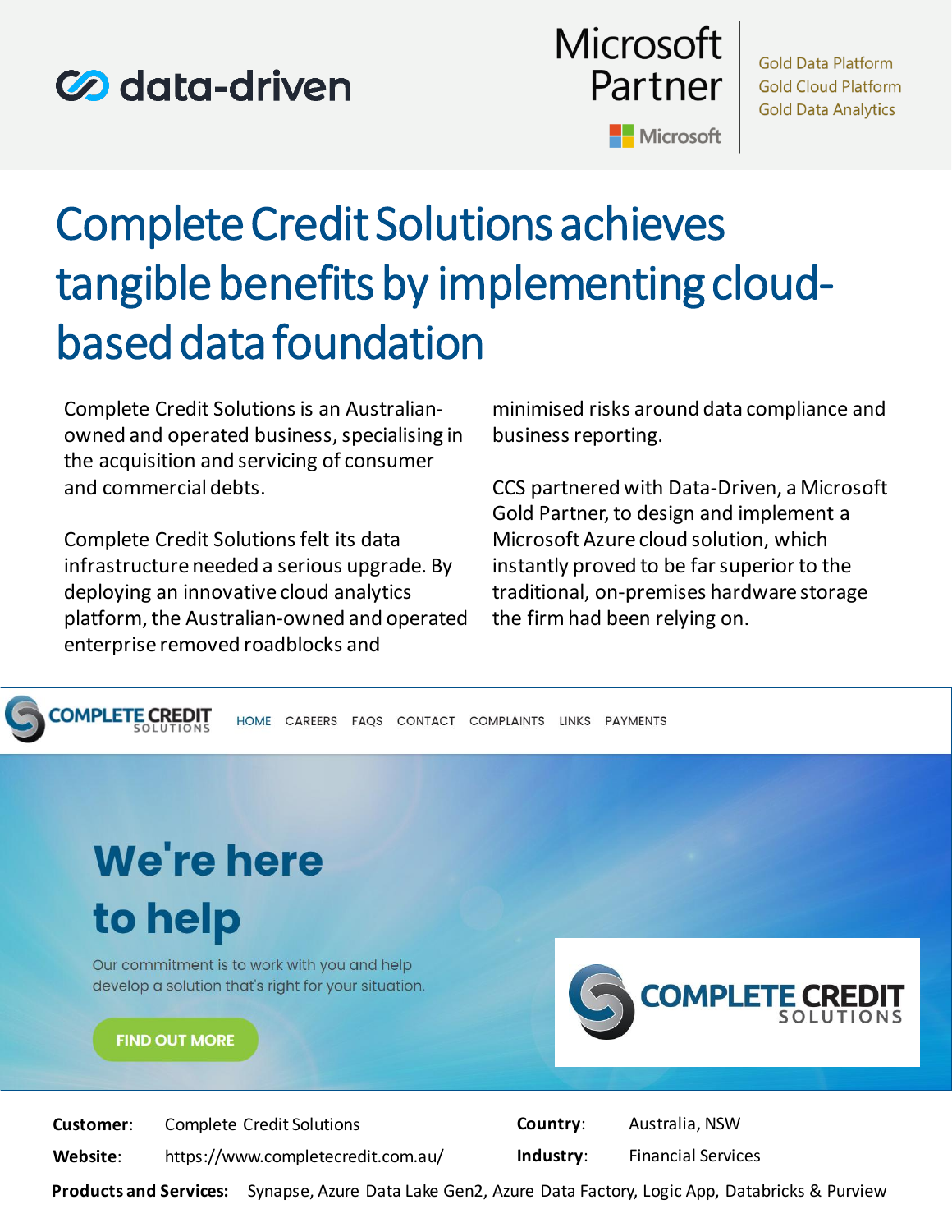data-driven

Microsoft Partner

Gold Data Platform
Gold Cloud Platform
Gold Data Analytics

# Complete Credit Solutions achieves tangible benefits by implementing cloud-based data foundation

Complete Credit Solutions is an Australian-owned and operated business, specialising in the acquisition and servicing of consumer and commercial debts.

Complete Credit Solutions felt its data infrastructure needed a serious upgrade. By deploying an innovative cloud analytics platform, the Australian-owned and operated enterprise removed roadblocks and minimised risks around data compliance and business reporting.

CCS partnered with Data-Driven, a Microsoft Gold Partner, to design and implement a Microsoft Azure cloud solution, which instantly proved to be far superior to the traditional, on-premises hardware storage the firm had been relying on.

**Customer**: Complete Credit Solutions

**Website**: https://www.completecredit.com.au/

**Country**: Australia, NSW

**Industry**: Financial Services

**Products and Services**: Synapse, Azure Data Lake Gen2, Azure Data Factory, Logic App, Databricks & Purview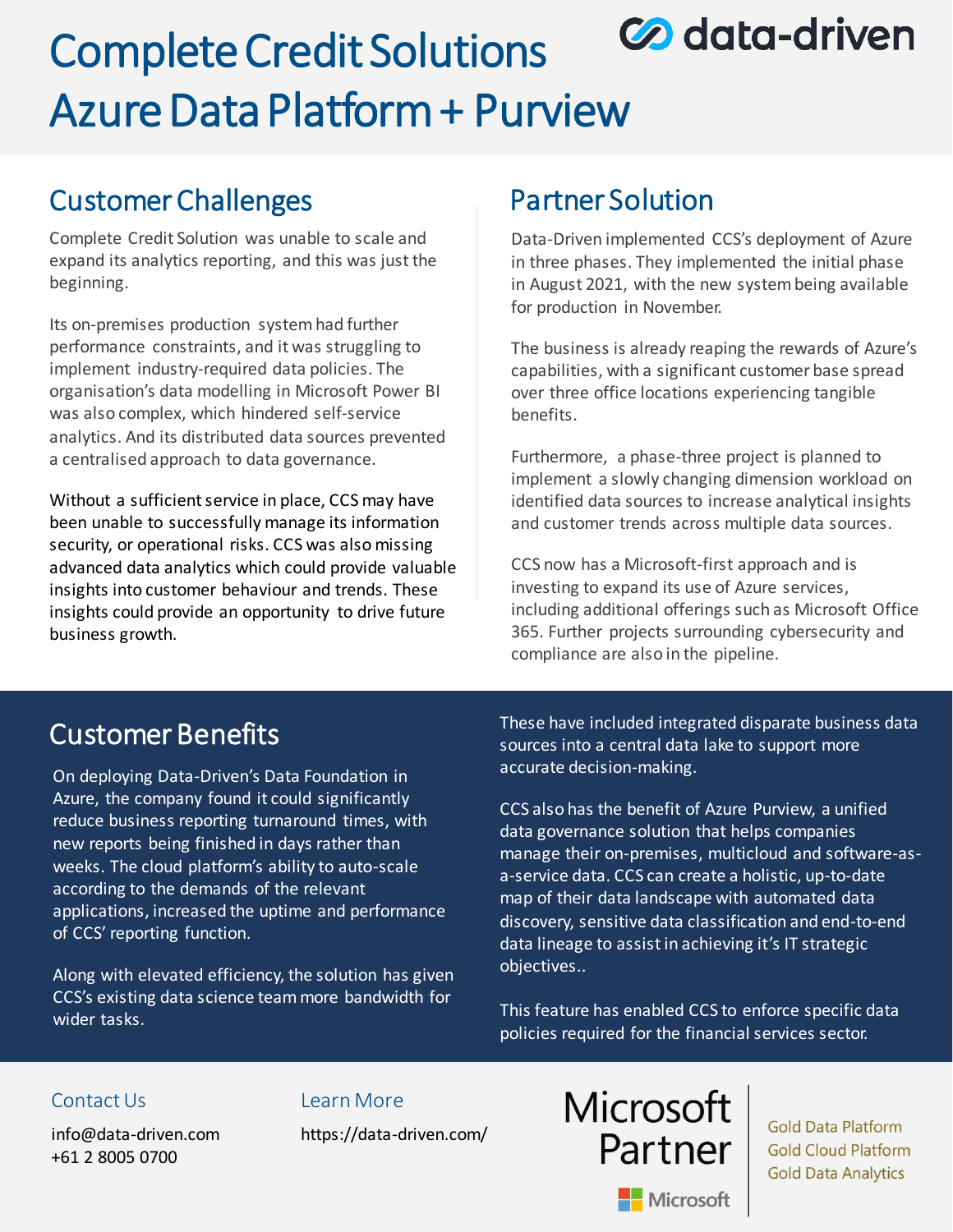# Complete Credit Solutions Azure Data Platform + Purview

data-driven

## Customer Challenges

Complete Credit Solution was unable to scale and expand its analytics reporting, and this was just the beginning.

Its on-premises production system had further performance constraints, and it was struggling to implement industry-required data policies. The organisation's data modelling in Microsoft Power BI was also complex, which hindered self-service analytics. And its distributed data sources prevented a centralised approach to data governance.

Without a sufficient service in place, CCS may have been unable to successfully manage its information security, or operational risks. CCS was also missing advanced data analytics which could provide valuable insights into customer behaviour and trends. These insights could provide an opportunity to drive future business growth.

## Partner Solution

Data-Driven implemented CCS's deployment of Azure in three phases. They implemented the initial phase in August 2021, with the new system being available for production in November.

The business is already reaping the rewards of Azure's capabilities, with a significant customer base spread over three office locations experiencing tangible benefits.

Furthermore, a phase-three project is planned to implement a slowly changing dimension workload on identified data sources to increase analytical insights and customer trends across multiple data sources.

CCS now has a Microsoft-first approach and is investing to expand its use of Azure services, including additional offerings such as Microsoft Office 365. Further projects surrounding cybersecurity and compliance are also in the pipeline.

## Customer Benefits

On deploying Data-Driven's Data Foundation in Azure, the company found it could significantly reduce business reporting turnaround times, with new reports being finished in days rather than weeks. The cloud platform's ability to auto-scale according to the demands of the relevant applications, increased the uptime and performance of CCS' reporting function.

Along with elevated efficiency, the solution has given CCS's existing data science team more bandwidth for wider tasks.

These have included integrated disparate business data sources into a central data lake to support more accurate decision-making.

CCS also has the benefit of Azure Purview, a unified data governance solution that helps companies manage their on-premises, multicloud and software-as-a-service data. CCS can create a holistic, up-to-date map of their data landscape with automated data discovery, sensitive data classification and end-to-end data lineage to assist in achieving it's IT strategic objectives..

This feature has enabled CCS to enforce specific data policies required for the financial services sector.

### Contact Us

info@data-driven.com
+61 2 8005 0700

### Learn More

https://data-driven.com/

Microsoft Partner

Gold Data Platform
Gold Cloud Platform
Gold Data Analytics

Microsoft